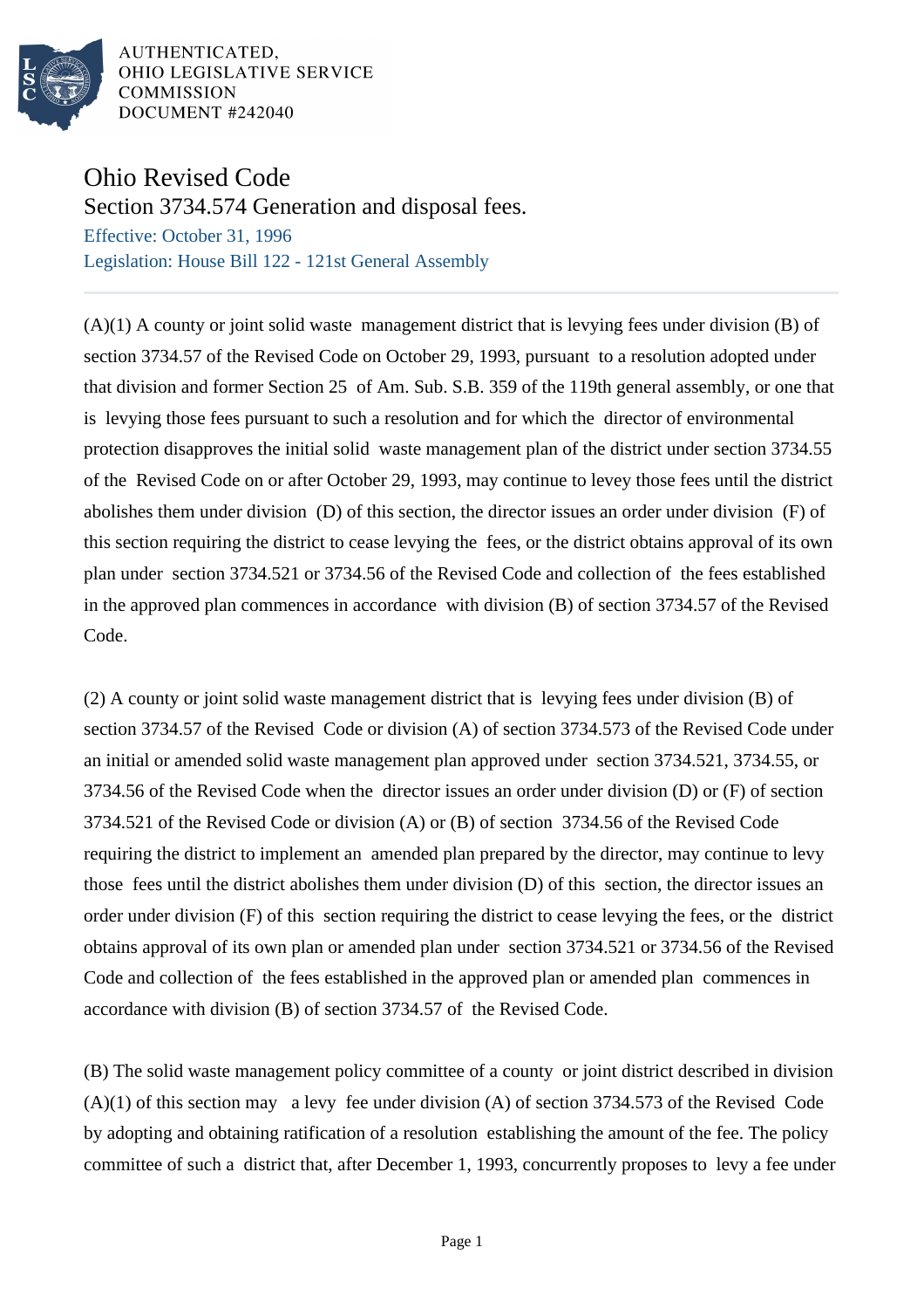AUTHENTICATED,
OHIO LEGISLATIVE SERVICE
COMMISSION
DOCUMENT #242040

# Ohio Revised Code

## Section 3734.574 Generation and disposal fees.

Effective: October 31, 1996

Legislation: House Bill 122 - 121st General Assembly

(A)(1) A county or joint solid waste management district that is levying fees under division (B) of section 3734.57 of the Revised Code on October 29, 1993, pursuant to a resolution adopted under that division and former Section 25 of Am. Sub. S.B. 359 of the 119th general assembly, or one that is levying those fees pursuant to such a resolution and for which the director of environmental protection disapproves the initial solid waste management plan of the district under section 3734.55 of the Revised Code on or after October 29, 1993, may continue to levey those fees until the district abolishes them under division (D) of this section, the director issues an order under division (F) of this section requiring the district to cease levying the fees, or the district obtains approval of its own plan under section 3734.521 or 3734.56 of the Revised Code and collection of the fees established in the approved plan commences in accordance with division (B) of section 3734.57 of the Revised Code.

(2) A county or joint solid waste management district that is levying fees under division (B) of section 3734.57 of the Revised Code or division (A) of section 3734.573 of the Revised Code under an initial or amended solid waste management plan approved under section 3734.521, 3734.55, or 3734.56 of the Revised Code when the director issues an order under division (D) or (F) of section 3734.521 of the Revised Code or division (A) or (B) of section 3734.56 of the Revised Code requiring the district to implement an amended plan prepared by the director, may continue to levy those fees until the district abolishes them under division (D) of this section, the director issues an order under division (F) of this section requiring the district to cease levying the fees, or the district obtains approval of its own plan or amended plan under section 3734.521 or 3734.56 of the Revised Code and collection of the fees established in the approved plan or amended plan commences in accordance with division (B) of section 3734.57 of the Revised Code.

(B) The solid waste management policy committee of a county or joint district described in division (A)(1) of this section may a levy fee under division (A) of section 3734.573 of the Revised Code by adopting and obtaining ratification of a resolution establishing the amount of the fee. The policy committee of such a district that, after December 1, 1993, concurrently proposes to levy a fee under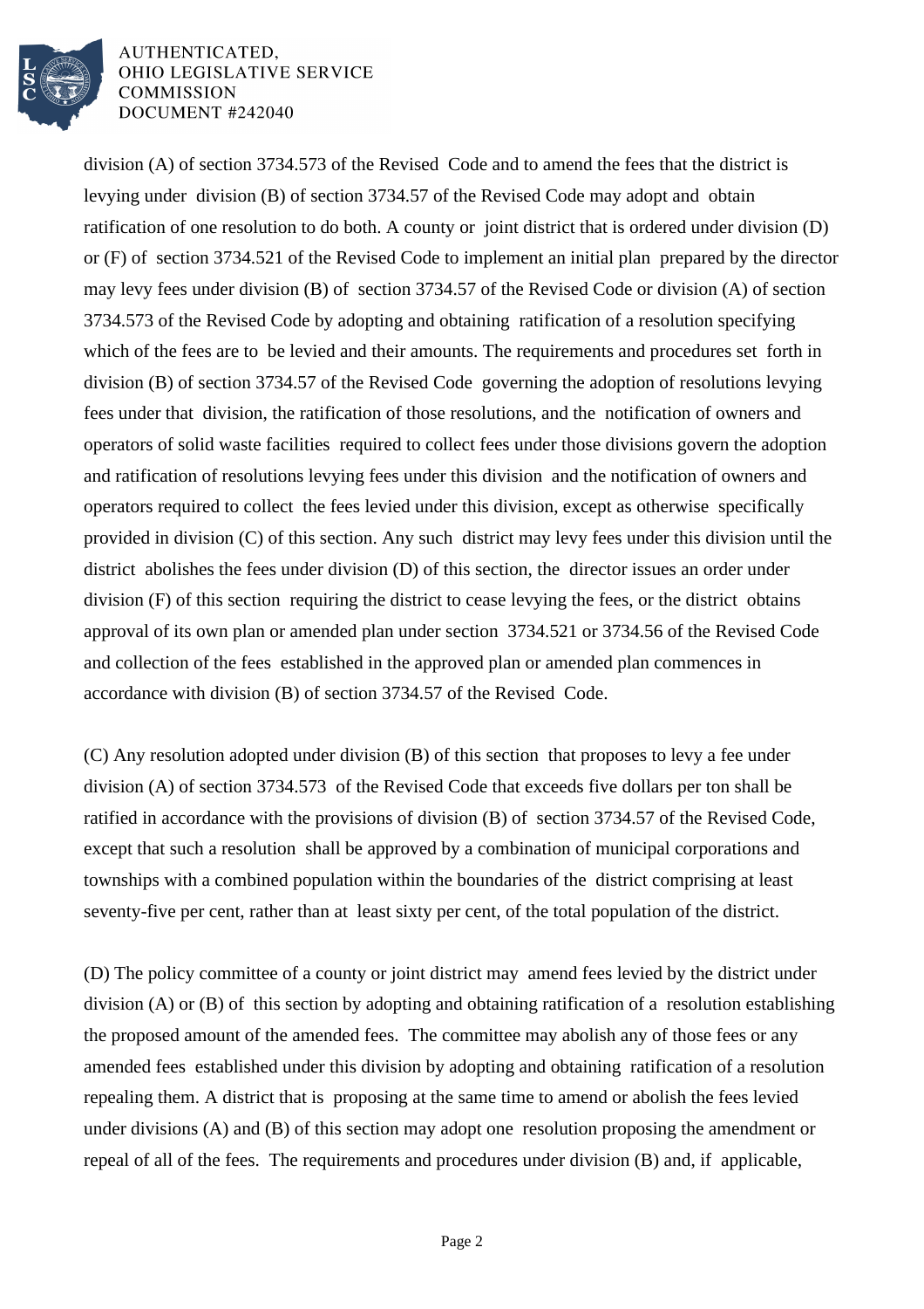division (A) of section 3734.573 of the Revised Code and to amend the fees that the district is levying under division (B) of section 3734.57 of the Revised Code may adopt and obtain ratification of one resolution to do both. A county or joint district that is ordered under division (D) or (F) of section 3734.521 of the Revised Code to implement an initial plan prepared by the director may levy fees under division (B) of section 3734.57 of the Revised Code or division (A) of section 3734.573 of the Revised Code by adopting and obtaining ratification of a resolution specifying which of the fees are to be levied and their amounts. The requirements and procedures set forth in division (B) of section 3734.57 of the Revised Code governing the adoption of resolutions levying fees under that division, the ratification of those resolutions, and the notification of owners and operators of solid waste facilities required to collect fees under those divisions govern the adoption and ratification of resolutions levying fees under this division and the notification of owners and operators required to collect the fees levied under this division, except as otherwise specifically provided in division (C) of this section. Any such district may levy fees under this division until the district abolishes the fees under division (D) of this section, the director issues an order under division (F) of this section requiring the district to cease levying the fees, or the district obtains approval of its own plan or amended plan under section 3734.521 or 3734.56 of the Revised Code and collection of the fees established in the approved plan or amended plan commences in accordance with division (B) of section 3734.57 of the Revised Code.

(C) Any resolution adopted under division (B) of this section that proposes to levy a fee under division (A) of section 3734.573 of the Revised Code that exceeds five dollars per ton shall be ratified in accordance with the provisions of division (B) of section 3734.57 of the Revised Code, except that such a resolution shall be approved by a combination of municipal corporations and townships with a combined population within the boundaries of the district comprising at least seventy-five per cent, rather than at least sixty per cent, of the total population of the district.

(D) The policy committee of a county or joint district may amend fees levied by the district under division (A) or (B) of this section by adopting and obtaining ratification of a resolution establishing the proposed amount of the amended fees. The committee may abolish any of those fees or any amended fees established under this division by adopting and obtaining ratification of a resolution repealing them. A district that is proposing at the same time to amend or abolish the fees levied under divisions (A) and (B) of this section may adopt one resolution proposing the amendment or repeal of all of the fees. The requirements and procedures under division (B) and, if applicable,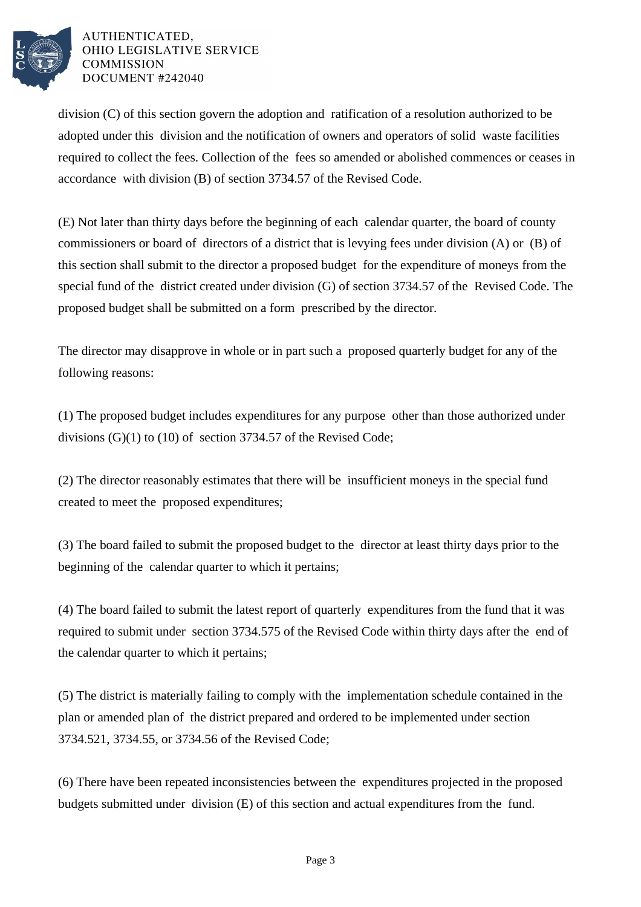division (C) of this section govern the adoption and ratification of a resolution authorized to be adopted under this division and the notification of owners and operators of solid waste facilities required to collect the fees. Collection of the fees so amended or abolished commences or ceases in accordance with division (B) of section 3734.57 of the Revised Code.

(E) Not later than thirty days before the beginning of each calendar quarter, the board of county commissioners or board of directors of a district that is levying fees under division (A) or (B) of this section shall submit to the director a proposed budget for the expenditure of moneys from the special fund of the district created under division (G) of section 3734.57 of the Revised Code. The proposed budget shall be submitted on a form prescribed by the director.

The director may disapprove in whole or in part such a proposed quarterly budget for any of the following reasons:

(1) The proposed budget includes expenditures for any purpose other than those authorized under divisions (G)(1) to (10) of section 3734.57 of the Revised Code;

(2) The director reasonably estimates that there will be insufficient moneys in the special fund created to meet the proposed expenditures;

(3) The board failed to submit the proposed budget to the director at least thirty days prior to the beginning of the calendar quarter to which it pertains;

(4) The board failed to submit the latest report of quarterly expenditures from the fund that it was required to submit under section 3734.575 of the Revised Code within thirty days after the end of the calendar quarter to which it pertains;

(5) The district is materially failing to comply with the implementation schedule contained in the plan or amended plan of the district prepared and ordered to be implemented under section 3734.521, 3734.55, or 3734.56 of the Revised Code;

(6) There have been repeated inconsistencies between the expenditures projected in the proposed budgets submitted under division (E) of this section and actual expenditures from the fund.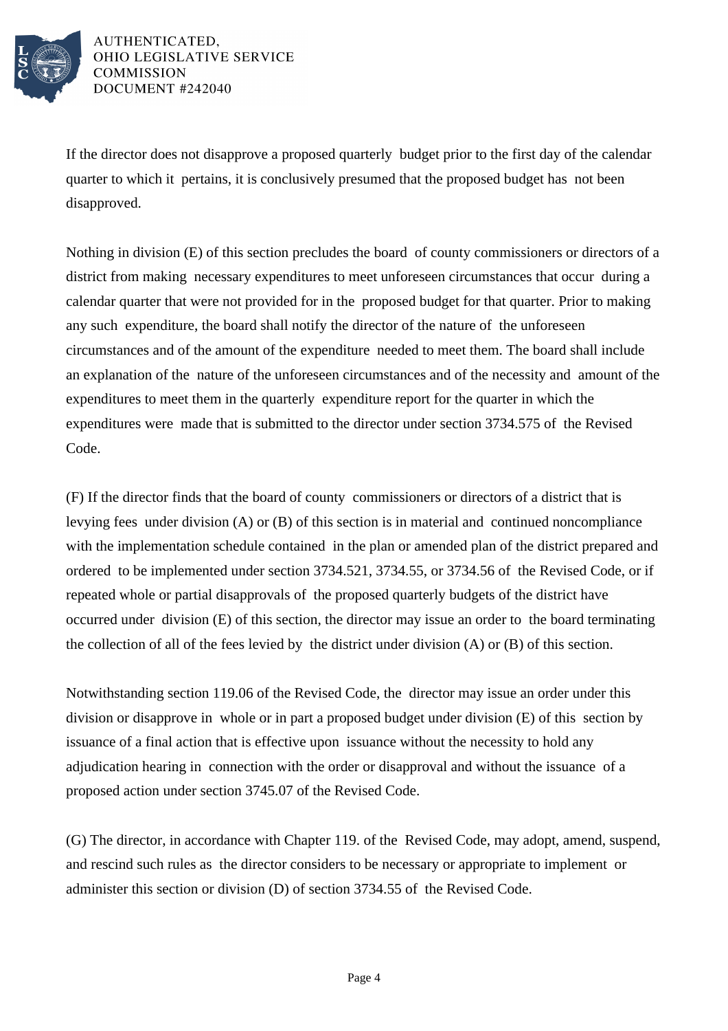If the director does not disapprove a proposed quarterly budget prior to the first day of the calendar quarter to which it pertains, it is conclusively presumed that the proposed budget has not been disapproved.

Nothing in division (E) of this section precludes the board of county commissioners or directors of a district from making necessary expenditures to meet unforeseen circumstances that occur during a calendar quarter that were not provided for in the proposed budget for that quarter. Prior to making any such expenditure, the board shall notify the director of the nature of the unforeseen circumstances and of the amount of the expenditure needed to meet them. The board shall include an explanation of the nature of the unforeseen circumstances and of the necessity and amount of the expenditures to meet them in the quarterly expenditure report for the quarter in which the expenditures were made that is submitted to the director under section 3734.575 of the Revised Code.

(F) If the director finds that the board of county commissioners or directors of a district that is levying fees under division (A) or (B) of this section is in material and continued noncompliance with the implementation schedule contained in the plan or amended plan of the district prepared and ordered to be implemented under section 3734.521, 3734.55, or 3734.56 of the Revised Code, or if repeated whole or partial disapprovals of the proposed quarterly budgets of the district have occurred under division (E) of this section, the director may issue an order to the board terminating the collection of all of the fees levied by the district under division (A) or (B) of this section.

Notwithstanding section 119.06 of the Revised Code, the director may issue an order under this division or disapprove in whole or in part a proposed budget under division (E) of this section by issuance of a final action that is effective upon issuance without the necessity to hold any adjudication hearing in connection with the order or disapproval and without the issuance of a proposed action under section 3745.07 of the Revised Code.

(G) The director, in accordance with Chapter 119. of the Revised Code, may adopt, amend, suspend, and rescind such rules as the director considers to be necessary or appropriate to implement or administer this section or division (D) of section 3734.55 of the Revised Code.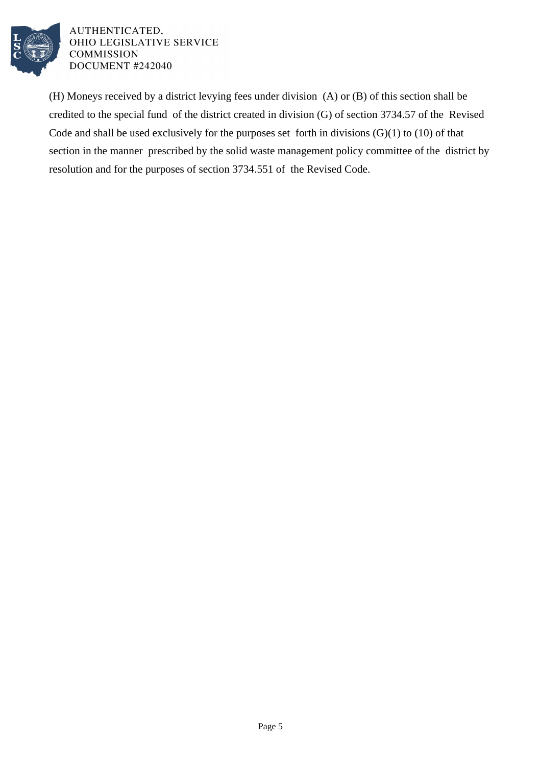(H) Moneys received by a district levying fees under division (A) or (B) of this section shall be credited to the special fund of the district created in division (G) of section 3734.57 of the Revised Code and shall be used exclusively for the purposes set forth in divisions (G)(1) to (10) of that section in the manner prescribed by the solid waste management policy committee of the district by resolution and for the purposes of section 3734.551 of the Revised Code.